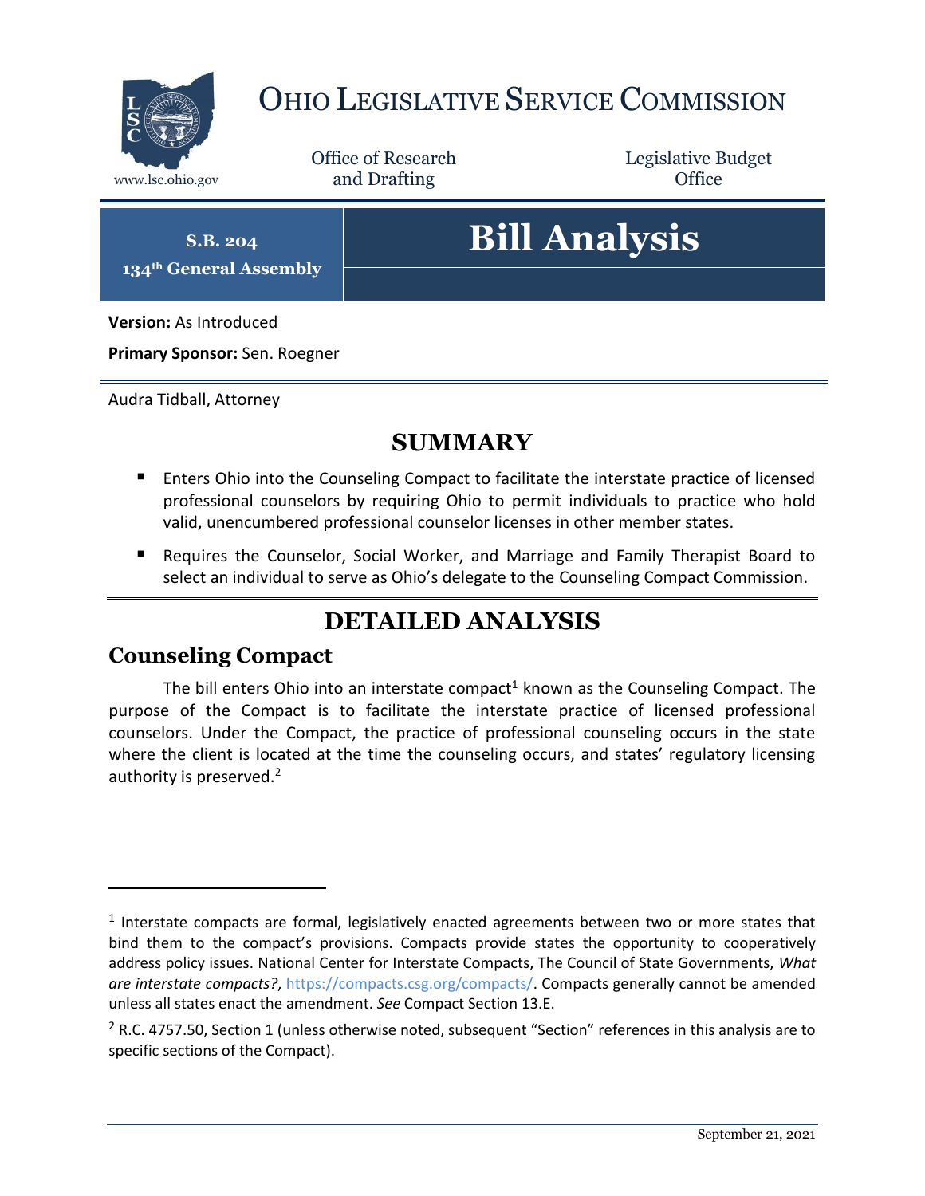# OHIO LEGISLATIVE SERVICE COMMISSION

www.lsc.ohio.gov

Office of Research and Drafting

Legislative Budget Office

**S.B. 204**
**134th General Assembly**

# Bill Analysis

**Version:** As Introduced

**Primary Sponsor:** Sen. Roegner

Audra Tidball, Attorney

## SUMMARY

- Enters Ohio into the Counseling Compact to facilitate the interstate practice of licensed professional counselors by requiring Ohio to permit individuals to practice who hold valid, unencumbered professional counselor licenses in other member states.
- Requires the Counselor, Social Worker, and Marriage and Family Therapist Board to select an individual to serve as Ohio's delegate to the Counseling Compact Commission.

## DETAILED ANALYSIS

### Counseling Compact

The bill enters Ohio into an interstate compact[1] known as the Counseling Compact. The purpose of the Compact is to facilitate the interstate practice of licensed professional counselors. Under the Compact, the practice of professional counseling occurs in the state where the client is located at the time the counseling occurs, and states' regulatory licensing authority is preserved.[2]

---

[1] Interstate compacts are formal, legislatively enacted agreements between two or more states that bind them to the compact's provisions. Compacts provide states the opportunity to cooperatively address policy issues. National Center for Interstate Compacts, The Council of State Governments, *What are interstate compacts?*, https://compacts.csg.org/compacts/. Compacts generally cannot be amended unless all states enact the amendment. *See* Compact Section 13.E.

[2] R.C. 4757.50, Section 1 (unless otherwise noted, subsequent "Section" references in this analysis are to specific sections of the Compact).

September 21, 2021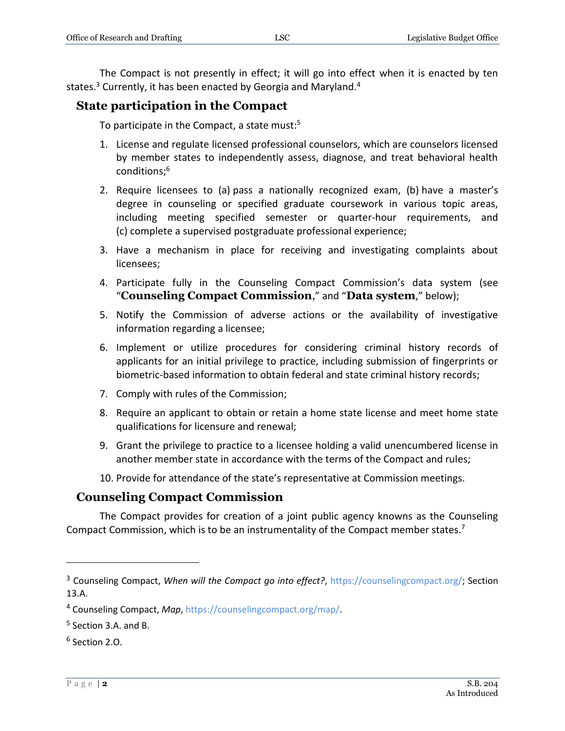The Compact is not presently in effect; it will go into effect when it is enacted by ten states.[3] Currently, it has been enacted by Georgia and Maryland.[4]

## State participation in the Compact

To participate in the Compact, a state must:[5]

1. License and regulate licensed professional counselors, which are counselors licensed by member states to independently assess, diagnose, and treat behavioral health conditions;[6]
2. Require licensees to (a) pass a nationally recognized exam, (b) have a master's degree in counseling or specified graduate coursework in various topic areas, including meeting specified semester or quarter-hour requirements, and (c) complete a supervised postgraduate professional experience;
3. Have a mechanism in place for receiving and investigating complaints about licensees;
4. Participate fully in the Counseling Compact Commission's data system (see "**Counseling Compact Commission**," and "**Data system**," below);
5. Notify the Commission of adverse actions or the availability of investigative information regarding a licensee;
6. Implement or utilize procedures for considering criminal history records of applicants for an initial privilege to practice, including submission of fingerprints or biometric-based information to obtain federal and state criminal history records;
7. Comply with rules of the Commission;
8. Require an applicant to obtain or retain a home state license and meet home state qualifications for licensure and renewal;
9. Grant the privilege to practice to a licensee holding a valid unencumbered license in another member state in accordance with the terms of the Compact and rules;
10. Provide for attendance of the state's representative at Commission meetings.

## Counseling Compact Commission

The Compact provides for creation of a joint public agency knowns as the Counseling Compact Commission, which is to be an instrumentality of the Compact member states.[7]

---

[3] Counseling Compact, *When will the Compact go into effect?*, https://counselingcompact.org/; Section 13.A.

[4] Counseling Compact, *Map*, https://counselingcompact.org/map/.

[5] Section 3.A. and B.

[6] Section 2.O.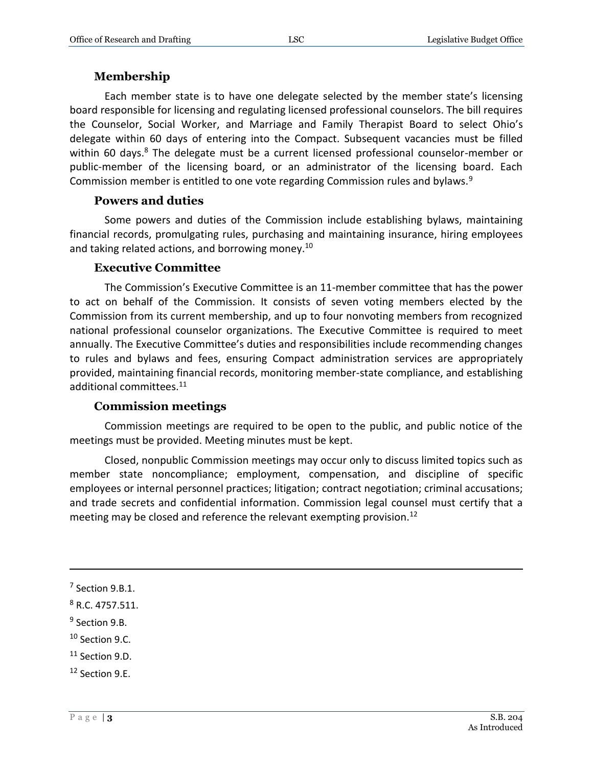### Membership

Each member state is to have one delegate selected by the member state's licensing board responsible for licensing and regulating licensed professional counselors. The bill requires the Counselor, Social Worker, and Marriage and Family Therapist Board to select Ohio's delegate within 60 days of entering into the Compact. Subsequent vacancies must be filled within 60 days.[8] The delegate must be a current licensed professional counselor-member or public-member of the licensing board, or an administrator of the licensing board. Each Commission member is entitled to one vote regarding Commission rules and bylaws.[9]

### Powers and duties

Some powers and duties of the Commission include establishing bylaws, maintaining financial records, promulgating rules, purchasing and maintaining insurance, hiring employees and taking related actions, and borrowing money.[10]

### Executive Committee

The Commission's Executive Committee is an 11-member committee that has the power to act on behalf of the Commission. It consists of seven voting members elected by the Commission from its current membership, and up to four nonvoting members from recognized national professional counselor organizations. The Executive Committee is required to meet annually. The Executive Committee's duties and responsibilities include recommending changes to rules and bylaws and fees, ensuring Compact administration services are appropriately provided, maintaining financial records, monitoring member-state compliance, and establishing additional committees.[11]

### Commission meetings

Commission meetings are required to be open to the public, and public notice of the meetings must be provided. Meeting minutes must be kept.

Closed, nonpublic Commission meetings may occur only to discuss limited topics such as member state noncompliance; employment, compensation, and discipline of specific employees or internal personnel practices; litigation; contract negotiation; criminal accusations; and trade secrets and confidential information. Commission legal counsel must certify that a meeting may be closed and reference the relevant exempting provision.[12]

---

[7] Section 9.B.1.

[8] R.C. 4757.511.

[9] Section 9.B.

[10] Section 9.C.

[11] Section 9.D.

[12] Section 9.E.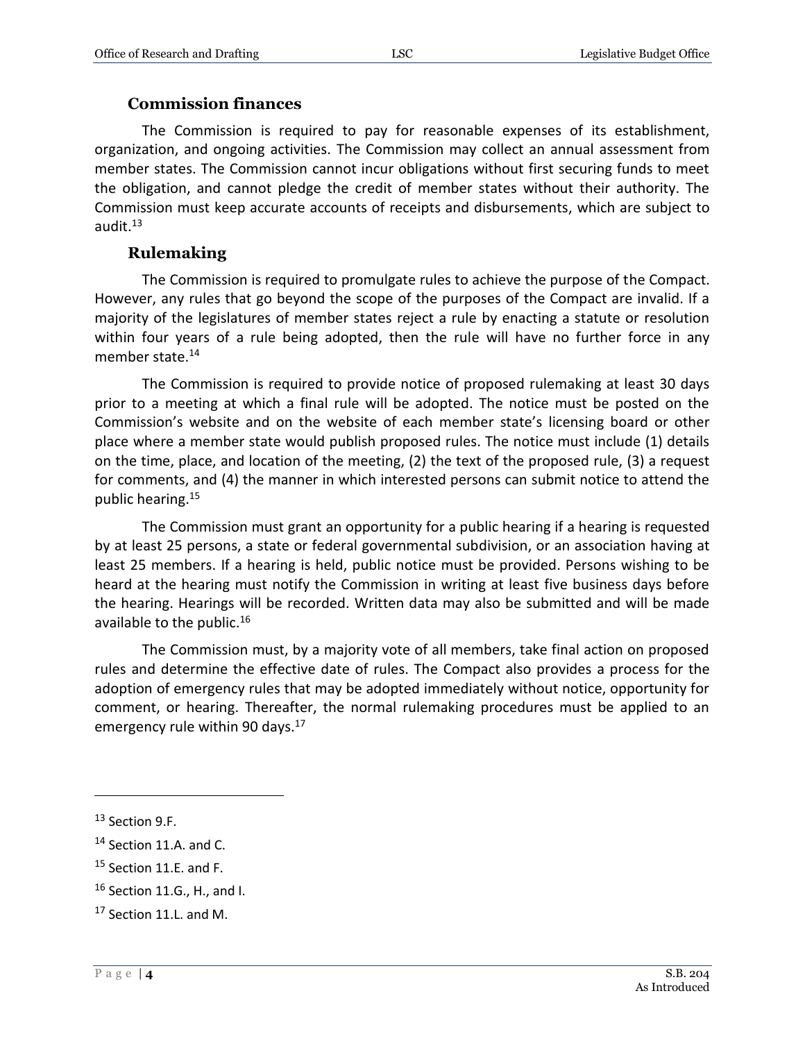### Commission finances

The Commission is required to pay for reasonable expenses of its establishment, organization, and ongoing activities. The Commission may collect an annual assessment from member states. The Commission cannot incur obligations without first securing funds to meet the obligation, and cannot pledge the credit of member states without their authority. The Commission must keep accurate accounts of receipts and disbursements, which are subject to audit.[13]

### Rulemaking

The Commission is required to promulgate rules to achieve the purpose of the Compact. However, any rules that go beyond the scope of the purposes of the Compact are invalid. If a majority of the legislatures of member states reject a rule by enacting a statute or resolution within four years of a rule being adopted, then the rule will have no further force in any member state.[14]

The Commission is required to provide notice of proposed rulemaking at least 30 days prior to a meeting at which a final rule will be adopted. The notice must be posted on the Commission's website and on the website of each member state's licensing board or other place where a member state would publish proposed rules. The notice must include (1) details on the time, place, and location of the meeting, (2) the text of the proposed rule, (3) a request for comments, and (4) the manner in which interested persons can submit notice to attend the public hearing.[15]

The Commission must grant an opportunity for a public hearing if a hearing is requested by at least 25 persons, a state or federal governmental subdivision, or an association having at least 25 members. If a hearing is held, public notice must be provided. Persons wishing to be heard at the hearing must notify the Commission in writing at least five business days before the hearing. Hearings will be recorded. Written data may also be submitted and will be made available to the public.[16]

The Commission must, by a majority vote of all members, take final action on proposed rules and determine the effective date of rules. The Compact also provides a process for the adoption of emergency rules that may be adopted immediately without notice, opportunity for comment, or hearing. Thereafter, the normal rulemaking procedures must be applied to an emergency rule within 90 days.[17]

---

[13] Section 9.F.

[14] Section 11.A. and C.

[15] Section 11.E. and F.

[16] Section 11.G., H., and I.

[17] Section 11.L. and M.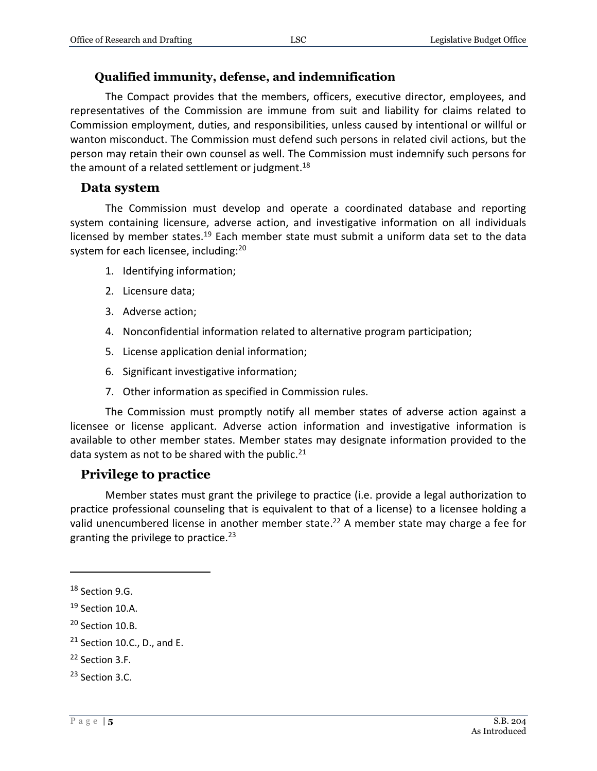### Qualified immunity, defense, and indemnification

The Compact provides that the members, officers, executive director, employees, and representatives of the Commission are immune from suit and liability for claims related to Commission employment, duties, and responsibilities, unless caused by intentional or willful or wanton misconduct. The Commission must defend such persons in related civil actions, but the person may retain their own counsel as well. The Commission must indemnify such persons for the amount of a related settlement or judgment.[18]

## Data system

The Commission must develop and operate a coordinated database and reporting system containing licensure, adverse action, and investigative information on all individuals licensed by member states.[19] Each member state must submit a uniform data set to the data system for each licensee, including:[20]

1. Identifying information;
2. Licensure data;
3. Adverse action;
4. Nonconfidential information related to alternative program participation;
5. License application denial information;
6. Significant investigative information;
7. Other information as specified in Commission rules.

The Commission must promptly notify all member states of adverse action against a licensee or license applicant. Adverse action information and investigative information is available to other member states. Member states may designate information provided to the data system as not to be shared with the public.[21]

## Privilege to practice

Member states must grant the privilege to practice (i.e. provide a legal authorization to practice professional counseling that is equivalent to that of a license) to a licensee holding a valid unencumbered license in another member state.[22] A member state may charge a fee for granting the privilege to practice.[23]

---

[18] Section 9.G.

[19] Section 10.A.

[20] Section 10.B.

[21] Section 10.C., D., and E.

[22] Section 3.F.

[23] Section 3.C.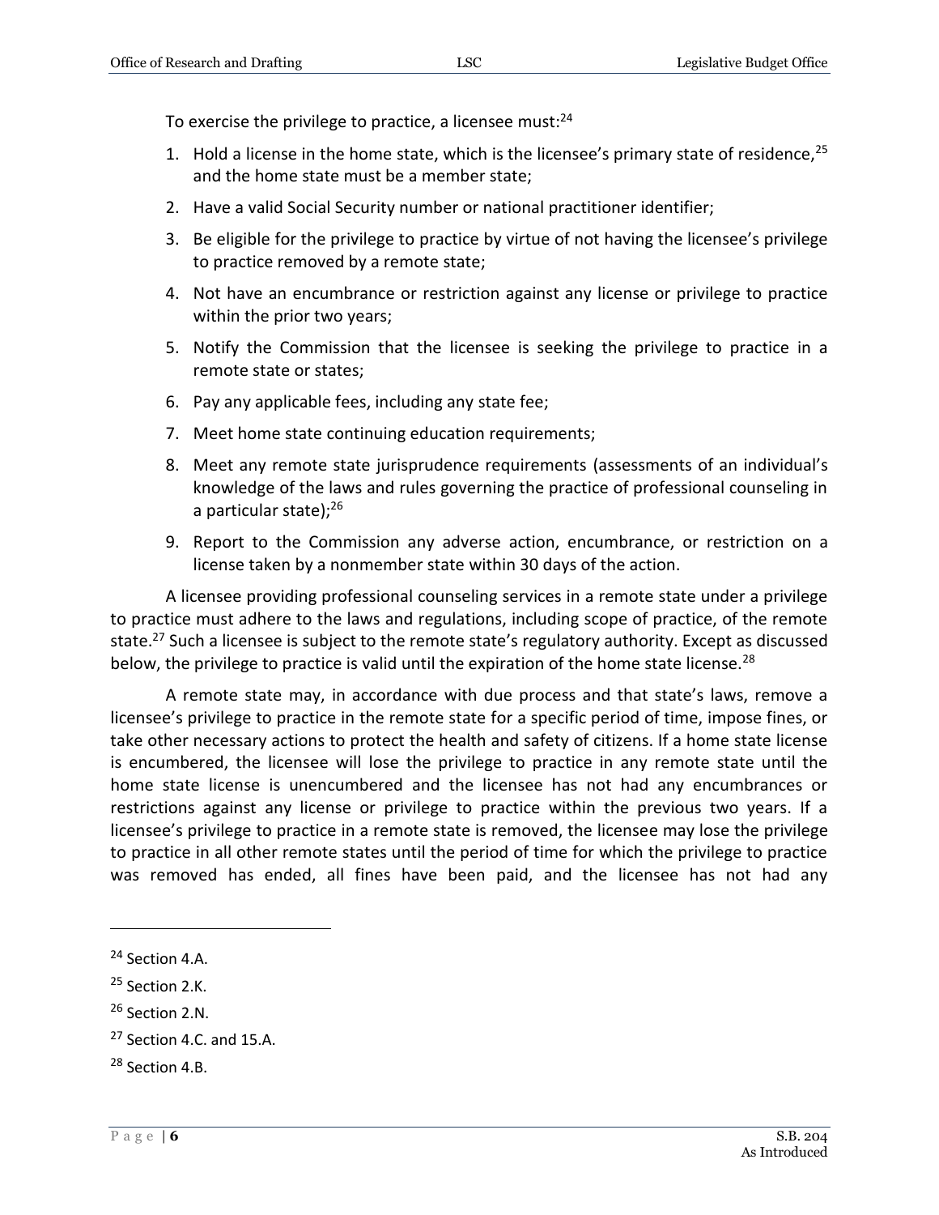To exercise the privilege to practice, a licensee must:[24]

1. Hold a license in the home state, which is the licensee's primary state of residence,[25] and the home state must be a member state;
2. Have a valid Social Security number or national practitioner identifier;
3. Be eligible for the privilege to practice by virtue of not having the licensee's privilege to practice removed by a remote state;
4. Not have an encumbrance or restriction against any license or privilege to practice within the prior two years;
5. Notify the Commission that the licensee is seeking the privilege to practice in a remote state or states;
6. Pay any applicable fees, including any state fee;
7. Meet home state continuing education requirements;
8. Meet any remote state jurisprudence requirements (assessments of an individual's knowledge of the laws and rules governing the practice of professional counseling in a particular state);[26]
9. Report to the Commission any adverse action, encumbrance, or restriction on a license taken by a nonmember state within 30 days of the action.

A licensee providing professional counseling services in a remote state under a privilege to practice must adhere to the laws and regulations, including scope of practice, of the remote state.[27] Such a licensee is subject to the remote state's regulatory authority. Except as discussed below, the privilege to practice is valid until the expiration of the home state license.[28]

A remote state may, in accordance with due process and that state's laws, remove a licensee's privilege to practice in the remote state for a specific period of time, impose fines, or take other necessary actions to protect the health and safety of citizens. If a home state license is encumbered, the licensee will lose the privilege to practice in any remote state until the home state license is unencumbered and the licensee has not had any encumbrances or restrictions against any license or privilege to practice within the previous two years. If a licensee's privilege to practice in a remote state is removed, the licensee may lose the privilege to practice in all other remote states until the period of time for which the privilege to practice was removed has ended, all fines have been paid, and the licensee has not had any

---

[24] Section 4.A.

[25] Section 2.K.

[26] Section 2.N.

[27] Section 4.C. and 15.A.

[28] Section 4.B.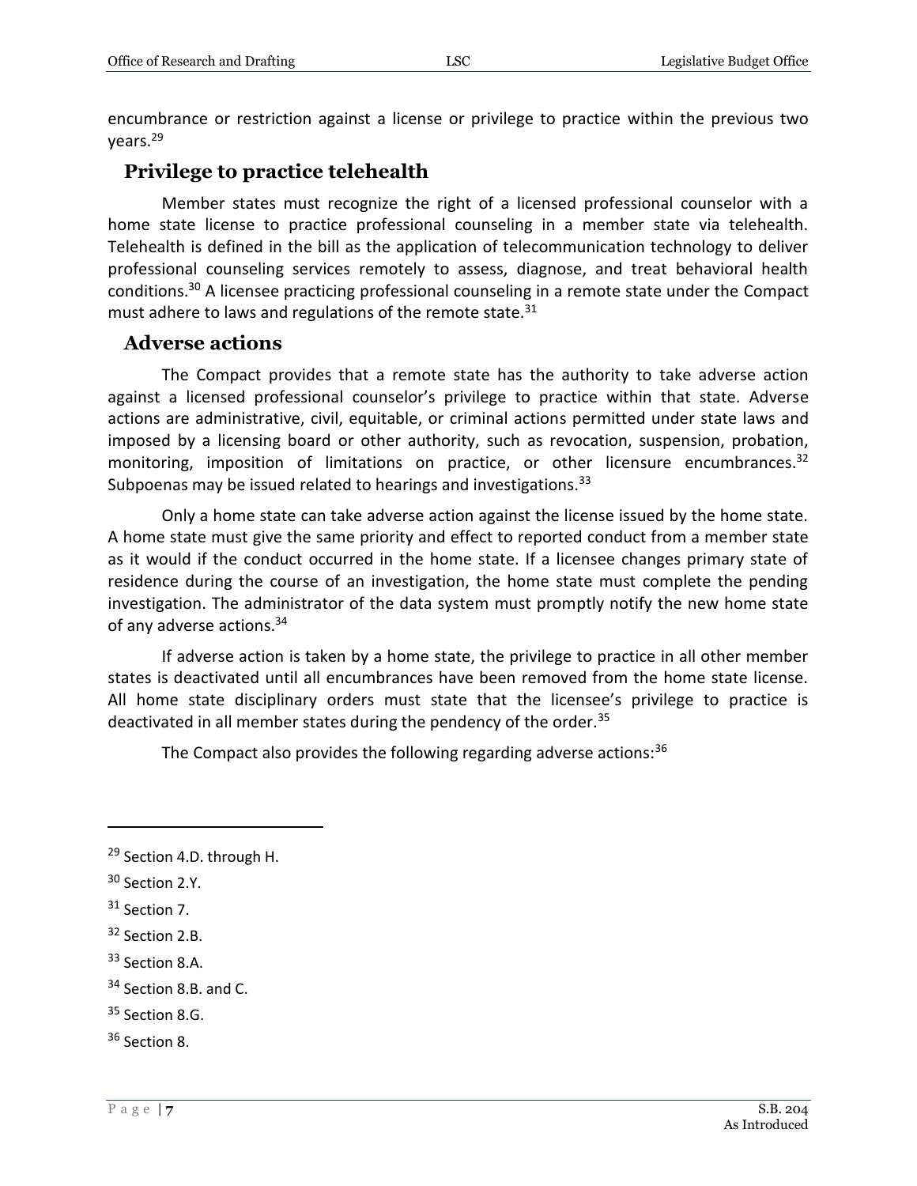encumbrance or restriction against a license or privilege to practice within the previous two years.[29]

## Privilege to practice telehealth

Member states must recognize the right of a licensed professional counselor with a home state license to practice professional counseling in a member state via telehealth. Telehealth is defined in the bill as the application of telecommunication technology to deliver professional counseling services remotely to assess, diagnose, and treat behavioral health conditions.[30] A licensee practicing professional counseling in a remote state under the Compact must adhere to laws and regulations of the remote state.[31]

## Adverse actions

The Compact provides that a remote state has the authority to take adverse action against a licensed professional counselor's privilege to practice within that state. Adverse actions are administrative, civil, equitable, or criminal actions permitted under state laws and imposed by a licensing board or other authority, such as revocation, suspension, probation, monitoring, imposition of limitations on practice, or other licensure encumbrances.[32] Subpoenas may be issued related to hearings and investigations.[33]

Only a home state can take adverse action against the license issued by the home state. A home state must give the same priority and effect to reported conduct from a member state as it would if the conduct occurred in the home state. If a licensee changes primary state of residence during the course of an investigation, the home state must complete the pending investigation. The administrator of the data system must promptly notify the new home state of any adverse actions.[34]

If adverse action is taken by a home state, the privilege to practice in all other member states is deactivated until all encumbrances have been removed from the home state license. All home state disciplinary orders must state that the licensee's privilege to practice is deactivated in all member states during the pendency of the order.[35]

The Compact also provides the following regarding adverse actions:[36]

---

[29] Section 4.D. through H.

[30] Section 2.Y.

[31] Section 7.

[32] Section 2.B.

[33] Section 8.A.

[34] Section 8.B. and C.

[35] Section 8.G.

[36] Section 8.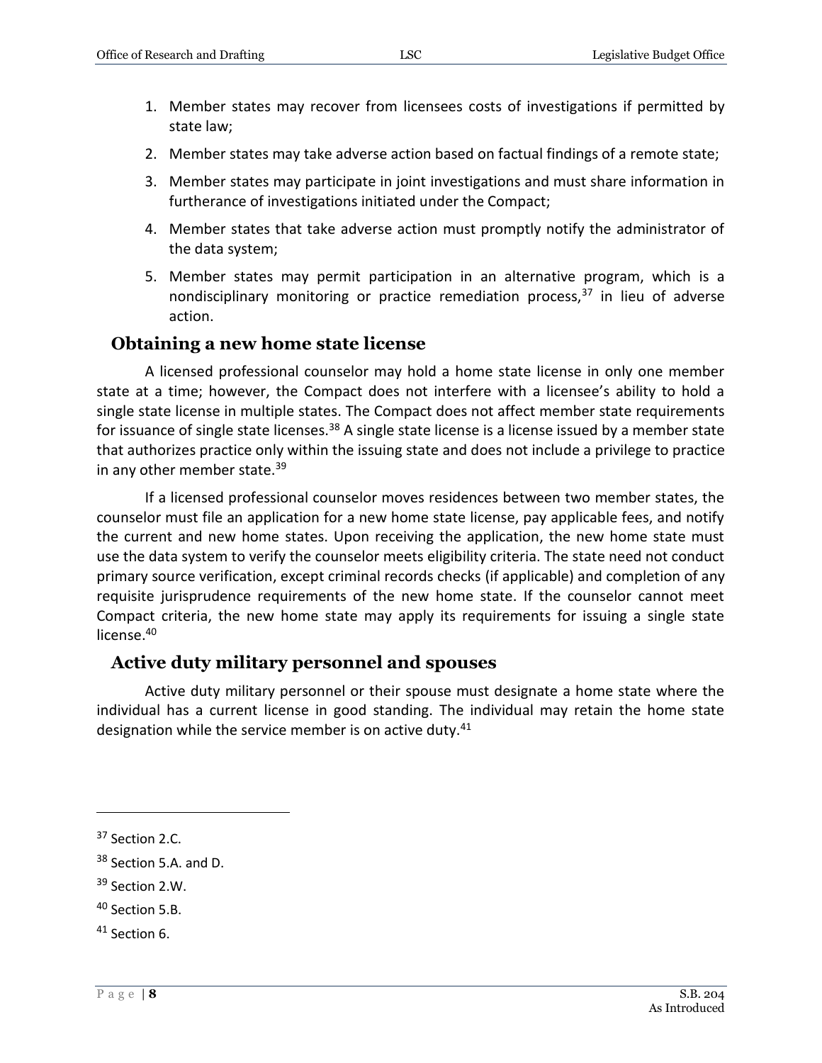1. Member states may recover from licensees costs of investigations if permitted by state law;
2. Member states may take adverse action based on factual findings of a remote state;
3. Member states may participate in joint investigations and must share information in furtherance of investigations initiated under the Compact;
4. Member states that take adverse action must promptly notify the administrator of the data system;
5. Member states may permit participation in an alternative program, which is a nondisciplinary monitoring or practice remediation process,[37] in lieu of adverse action.

## Obtaining a new home state license

A licensed professional counselor may hold a home state license in only one member state at a time; however, the Compact does not interfere with a licensee's ability to hold a single state license in multiple states. The Compact does not affect member state requirements for issuance of single state licenses.[38] A single state license is a license issued by a member state that authorizes practice only within the issuing state and does not include a privilege to practice in any other member state.[39]

If a licensed professional counselor moves residences between two member states, the counselor must file an application for a new home state license, pay applicable fees, and notify the current and new home states. Upon receiving the application, the new home state must use the data system to verify the counselor meets eligibility criteria. The state need not conduct primary source verification, except criminal records checks (if applicable) and completion of any requisite jurisprudence requirements of the new home state. If the counselor cannot meet Compact criteria, the new home state may apply its requirements for issuing a single state license.[40]

## Active duty military personnel and spouses

Active duty military personnel or their spouse must designate a home state where the individual has a current license in good standing. The individual may retain the home state designation while the service member is on active duty.[41]

---

[37] Section 2.C.

[38] Section 5.A. and D.

[39] Section 2.W.

[40] Section 5.B.

[41] Section 6.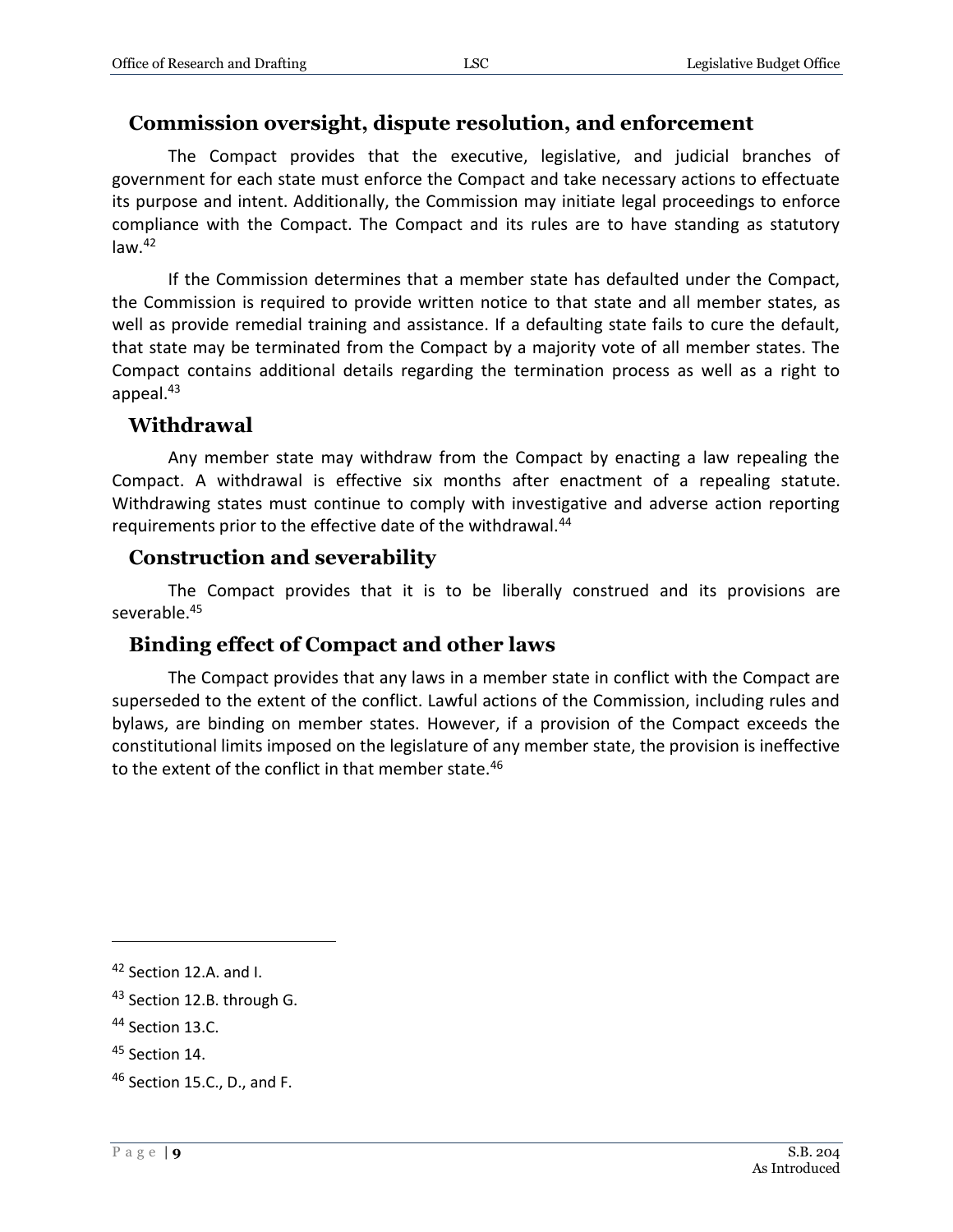## Commission oversight, dispute resolution, and enforcement

The Compact provides that the executive, legislative, and judicial branches of government for each state must enforce the Compact and take necessary actions to effectuate its purpose and intent. Additionally, the Commission may initiate legal proceedings to enforce compliance with the Compact. The Compact and its rules are to have standing as statutory law.[42]

If the Commission determines that a member state has defaulted under the Compact, the Commission is required to provide written notice to that state and all member states, as well as provide remedial training and assistance. If a defaulting state fails to cure the default, that state may be terminated from the Compact by a majority vote of all member states. The Compact contains additional details regarding the termination process as well as a right to appeal.[43]

## Withdrawal

Any member state may withdraw from the Compact by enacting a law repealing the Compact. A withdrawal is effective six months after enactment of a repealing statute. Withdrawing states must continue to comply with investigative and adverse action reporting requirements prior to the effective date of the withdrawal.[44]

## Construction and severability

The Compact provides that it is to be liberally construed and its provisions are severable.[45]

## Binding effect of Compact and other laws

The Compact provides that any laws in a member state in conflict with the Compact are superseded to the extent of the conflict. Lawful actions of the Commission, including rules and bylaws, are binding on member states. However, if a provision of the Compact exceeds the constitutional limits imposed on the legislature of any member state, the provision is ineffective to the extent of the conflict in that member state.[46]

---

[42] Section 12.A. and I.

[43] Section 12.B. through G.

[44] Section 13.C.

[45] Section 14.

[46] Section 15.C., D., and F.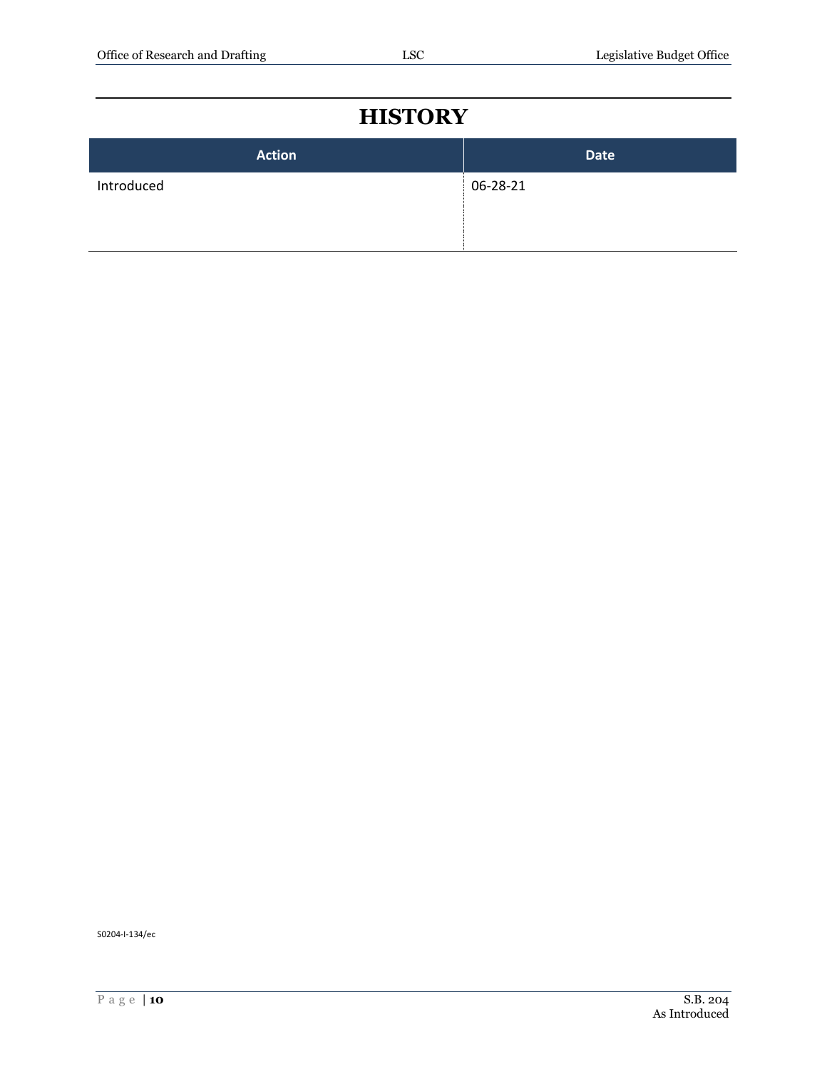# HISTORY

| Action | Date |
| --- | --- |
| Introduced | 06-28-21 |

S0204-I-134/ec